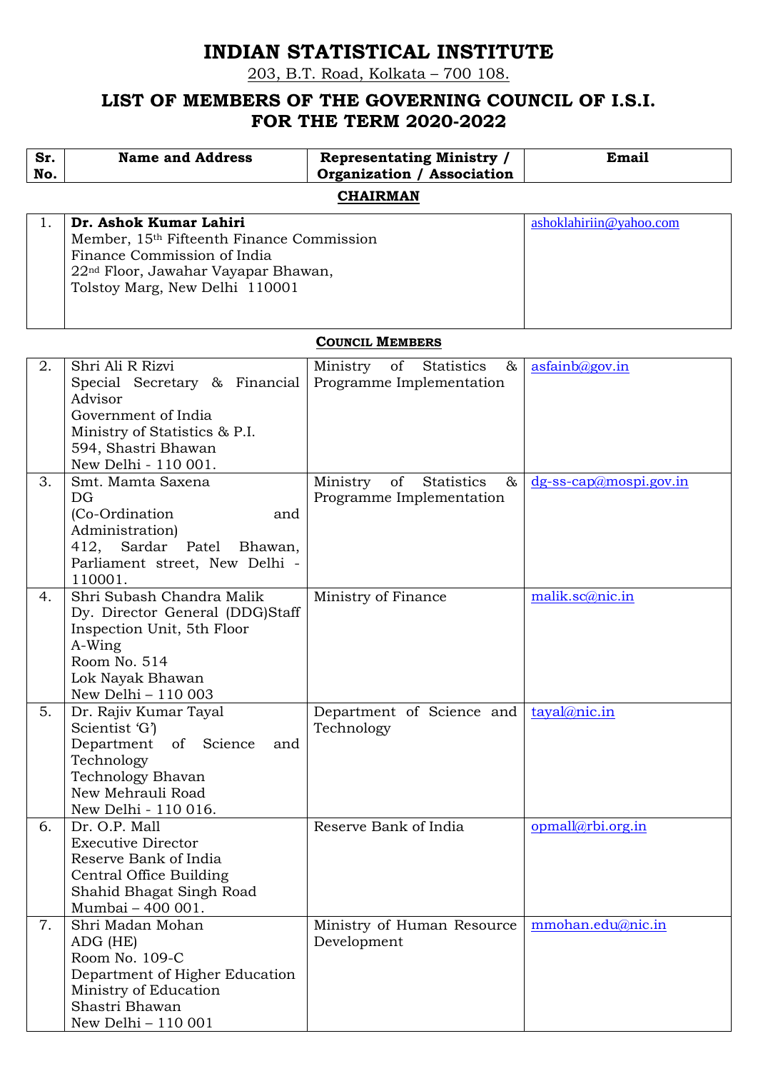# INDIAN STATISTICAL INSTITUTE

203, B.T. Road, Kolkata – 700 108.

## LIST OF MEMBERS OF THE GOVERNING COUNCIL OF I.S.I. FOR THE TERM 2020-2022

| Sr. No. | Name and Address | Representating Ministry / Organization / Association | Email |
|---|---|---|---|
| | **CHAIRMAN** | | |
| 1. | **Dr. Ashok Kumar Lahiri**<br>Member, 15th Fifteenth Finance Commission<br>Finance Commission of India<br>22nd Floor, Jawahar Vayapar Bhawan,<br>Tolstoy Marg, New Delhi 110001 | | ashoklahiriin@yahoo.com |
| | **COUNCIL MEMBERS** | | |
| 2. | Shri Ali R Rizvi<br>Special Secretary & Financial Advisor<br>Government of India<br>Ministry of Statistics & P.I.<br>594, Shastri Bhawan<br>New Delhi - 110 001. | Ministry of Statistics & Programme Implementation | asfainb@gov.in |
| 3. | Smt. Mamta Saxena<br>DG<br>(Co-Ordination and Administration)<br>412, Sardar Patel Bhawan, Parliament street, New Delhi - 110001. | Ministry of Statistics & Programme Implementation | dg-ss-cap@mospi.gov.in |
| 4. | Shri Subash Chandra Malik<br>Dy. Director General (DDG)Staff Inspection Unit, 5th Floor<br>A-Wing<br>Room No. 514<br>Lok Nayak Bhawan<br>New Delhi – 110 003 | Ministry of Finance | malik.sc@nic.in |
| 5. | Dr. Rajiv Kumar Tayal<br>Scientist 'G')<br>Department of Science and Technology<br>Technology Bhavan<br>New Mehrauli Road<br>New Delhi - 110 016. | Department of Science and Technology | tayal@nic.in |
| 6. | Dr. O.P. Mall<br>Executive Director<br>Reserve Bank of India<br>Central Office Building<br>Shahid Bhagat Singh Road<br>Mumbai – 400 001. | Reserve Bank of India | opmall@rbi.org.in |
| 7. | Shri Madan Mohan<br>ADG (HE)<br>Room No. 109-C<br>Department of Higher Education<br>Ministry of Education<br>Shastri Bhawan<br>New Delhi – 110 001 | Ministry of Human Resource Development | mmohan.edu@nic.in |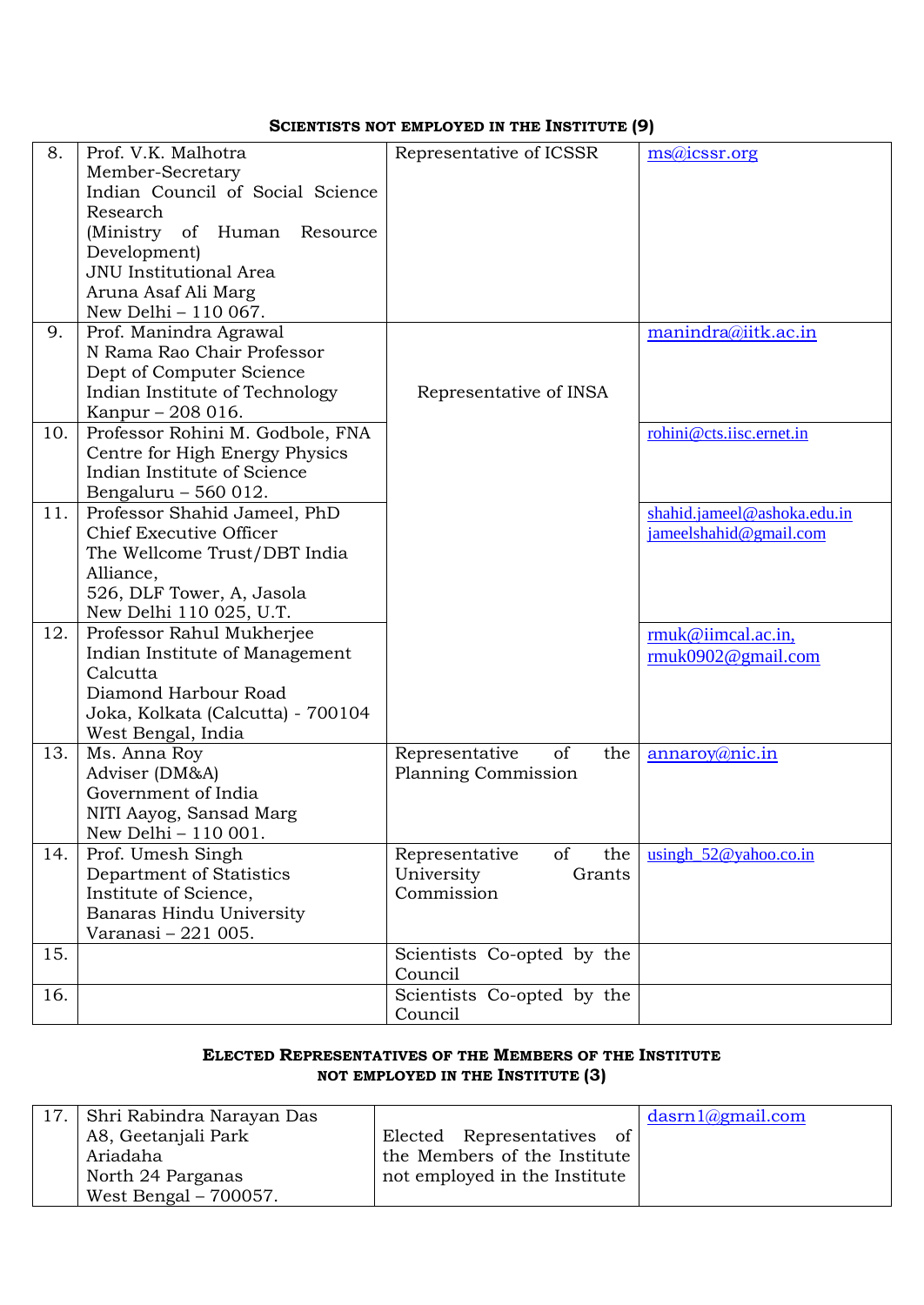### SCIENTISTS NOT EMPLOYED IN THE INSTITUTE (9)

| | | | |
|---|---|---|---|
| 8. | Prof. V.K. Malhotra<br>Member-Secretary<br>Indian Council of Social Science Research<br>(Ministry of Human Resource Development)<br>JNU Institutional Area<br>Aruna Asaf Ali Marg<br>New Delhi – 110 067. | Representative of ICSSR | ms@icssr.org |
| 9. | Prof. Manindra Agrawal<br>N Rama Rao Chair Professor<br>Dept of Computer Science<br>Indian Institute of Technology<br>Kanpur – 208 016. | Representative of INSA | manindra@iitk.ac.in |
| 10. | Professor Rohini M. Godbole, FNA<br>Centre for High Energy Physics<br>Indian Institute of Science<br>Bengaluru – 560 012. | | rohini@cts.iisc.ernet.in |
| 11. | Professor Shahid Jameel, PhD<br>Chief Executive Officer<br>The Wellcome Trust/DBT India Alliance,<br>526, DLF Tower, A, Jasola<br>New Delhi 110 025, U.T. | | shahid.jameel@ashoka.edu.in<br>jameelshahid@gmail.com |
| 12. | Professor Rahul Mukherjee<br>Indian Institute of Management Calcutta<br>Diamond Harbour Road<br>Joka, Kolkata (Calcutta) - 700104<br>West Bengal, India | | rmuk@iimcal.ac.in,<br>rmuk0902@gmail.com |
| 13. | Ms. Anna Roy<br>Adviser (DM&A)<br>Government of India<br>NITI Aayog, Sansad Marg<br>New Delhi – 110 001. | Representative of the Planning Commission | annaroy@nic.in |
| 14. | Prof. Umesh Singh<br>Department of Statistics<br>Institute of Science,<br>Banaras Hindu University<br>Varanasi – 221 005. | Representative of the University Grants Commission | usingh_52@yahoo.co.in |
| 15. | | Scientists Co-opted by the Council | |
| 16. | | Scientists Co-opted by the Council | |

### ELECTED REPRESENTATIVES OF THE MEMBERS OF THE INSTITUTE NOT EMPLOYED IN THE INSTITUTE (3)

| | | | |
|---|---|---|---|
| 17. | Shri Rabindra Narayan Das<br>A8, Geetanjali Park<br>Ariadaha<br>North 24 Parganas<br>West Bengal – 700057. | Elected Representatives of the Members of the Institute not employed in the Institute | dasrn1@gmail.com |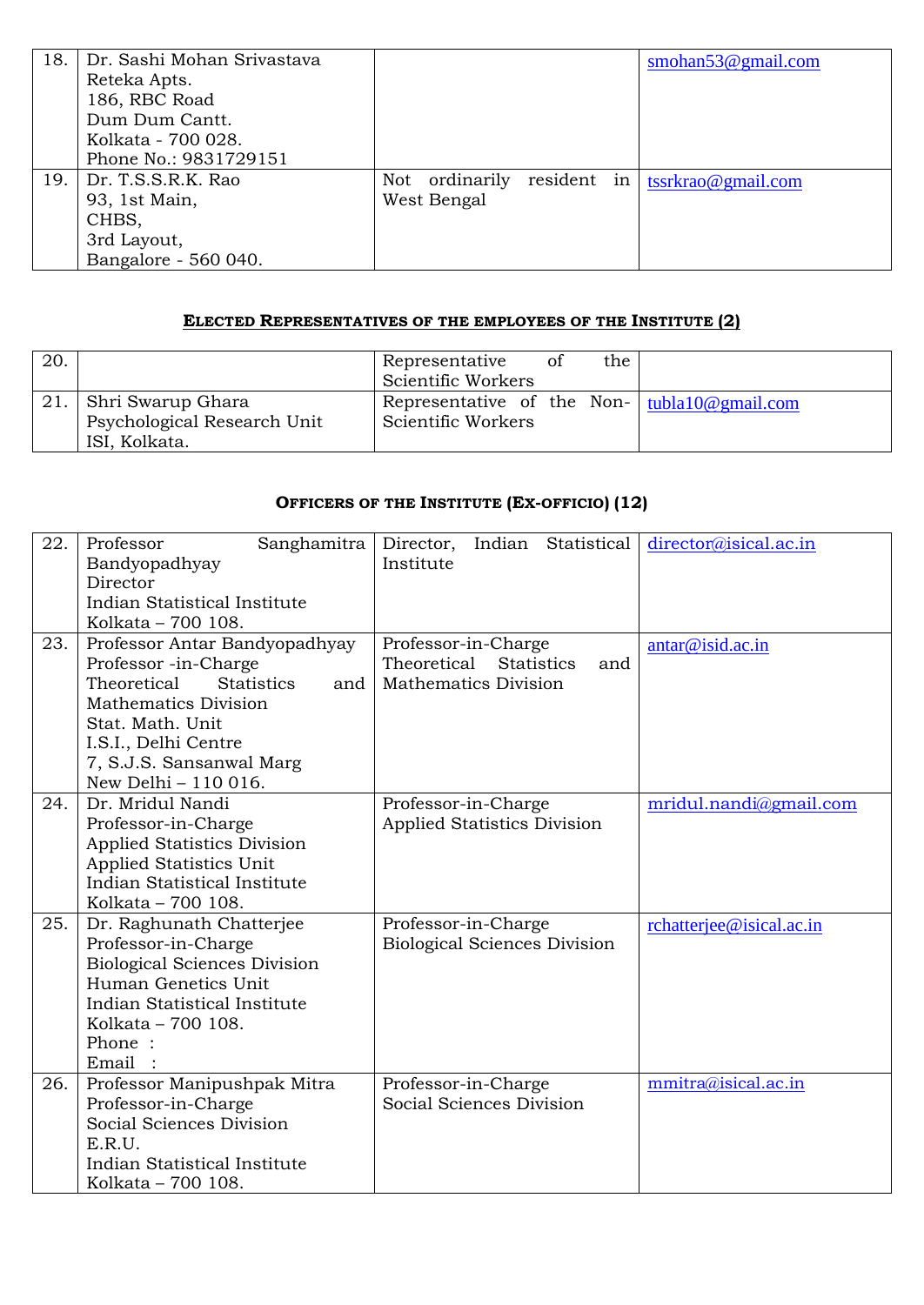| | | | |
|---|---|---|---|
| 18. | Dr. Sashi Mohan Srivastava<br>Reteka Apts.<br>186, RBC Road<br>Dum Dum Cantt.<br>Kolkata - 700 028.<br>Phone No.: 9831729151 | | smohan53@gmail.com |
| 19. | Dr. T.S.S.R.K. Rao<br>93, 1st Main,<br>CHBS,<br>3rd Layout,<br>Bangalore - 560 040. | Not ordinarily resident in West Bengal | tssrkrao@gmail.com |

### ELECTED REPRESENTATIVES OF THE EMPLOYEES OF THE INSTITUTE (2)

| | | | |
|---|---|---|---|
| 20. | | Representative of the Scientific Workers | |
| 21. | Shri Swarup Ghara<br>Psychological Research Unit<br>ISI, Kolkata. | Representative of the Non-Scientific Workers | tubla10@gmail.com |

### OFFICERS OF THE INSTITUTE (EX-OFFICIO) (12)

| | | | |
|---|---|---|---|
| 22. | Professor Sanghamitra Bandyopadhyay<br>Director<br>Indian Statistical Institute<br>Kolkata – 700 108. | Director, Indian Statistical Institute | director@isical.ac.in |
| 23. | Professor Antar Bandyopadhyay<br>Professor -in-Charge<br>Theoretical Statistics and Mathematics Division<br>Stat. Math. Unit<br>I.S.I., Delhi Centre<br>7, S.J.S. Sansanwal Marg<br>New Delhi – 110 016. | Professor-in-Charge<br>Theoretical Statistics and Mathematics Division | antar@isid.ac.in |
| 24. | Dr. Mridul Nandi<br>Professor-in-Charge<br>Applied Statistics Division<br>Applied Statistics Unit<br>Indian Statistical Institute<br>Kolkata – 700 108. | Professor-in-Charge<br>Applied Statistics Division | mridul.nandi@gmail.com |
| 25. | Dr. Raghunath Chatterjee<br>Professor-in-Charge<br>Biological Sciences Division<br>Human Genetics Unit<br>Indian Statistical Institute<br>Kolkata – 700 108.<br>Phone :<br>Email : | Professor-in-Charge<br>Biological Sciences Division | rchatterjee@isical.ac.in |
| 26. | Professor Manipushpak Mitra<br>Professor-in-Charge<br>Social Sciences Division<br>E.R.U.<br>Indian Statistical Institute<br>Kolkata – 700 108. | Professor-in-Charge<br>Social Sciences Division | mmitra@isical.ac.in |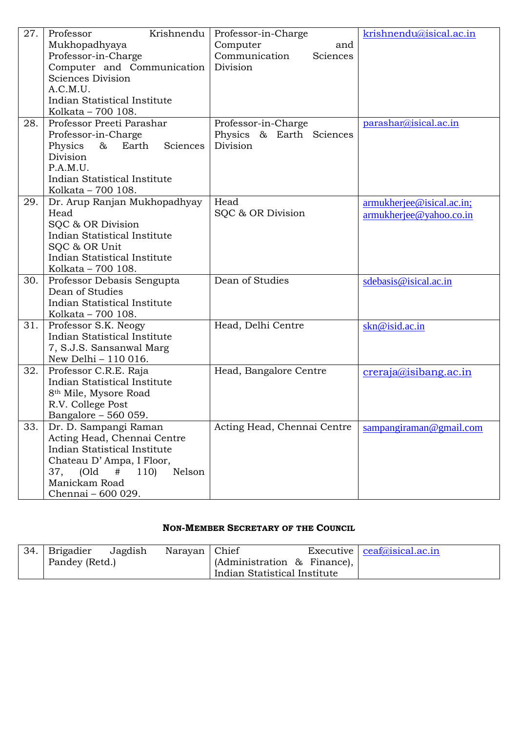| | | | |
|---|---|---|---|
| 27. | Professor Krishnendu Mukhopadhyaya<br>Professor-in-Charge<br>Computer and Communication Sciences Division<br>A.C.M.U.<br>Indian Statistical Institute<br>Kolkata – 700 108. | Professor-in-Charge Computer and Communication Sciences Division | krishnendu@isical.ac.in |
| 28. | Professor Preeti Parashar<br>Professor-in-Charge<br>Physics & Earth Sciences Division<br>P.A.M.U.<br>Indian Statistical Institute<br>Kolkata – 700 108. | Professor-in-Charge Physics & Earth Sciences Division | parashar@isical.ac.in |
| 29. | Dr. Arup Ranjan Mukhopadhyay<br>Head<br>SQC & OR Division<br>Indian Statistical Institute<br>SQC & OR Unit<br>Indian Statistical Institute<br>Kolkata – 700 108. | Head<br>SQC & OR Division | armukherjee@isical.ac.in;<br>armukherjee@yahoo.co.in |
| 30. | Professor Debasis Sengupta<br>Dean of Studies<br>Indian Statistical Institute<br>Kolkata – 700 108. | Dean of Studies | sdebasis@isical.ac.in |
| 31. | Professor S.K. Neogy<br>Indian Statistical Institute<br>7, S.J.S. Sansanwal Marg<br>New Delhi – 110 016. | Head, Delhi Centre | skn@isid.ac.in |
| 32. | Professor C.R.E. Raja<br>Indian Statistical Institute<br>8th Mile, Mysore Road<br>R.V. College Post<br>Bangalore – 560 059. | Head, Bangalore Centre | creraja@isibang.ac.in |
| 33. | Dr. D. Sampangi Raman<br>Acting Head, Chennai Centre<br>Indian Statistical Institute<br>Chateau D' Ampa, I Floor,<br>37, (Old # 110) Nelson Manickam Road<br>Chennai – 600 029. | Acting Head, Chennai Centre | sampangiraman@gmail.com |

**NON-MEMBER SECRETARY OF THE COUNCIL**

| | | | |
|---|---|---|---|
| 34. | Brigadier Jagdish Narayan Pandey (Retd.) | Chief Executive (Administration & Finance), Indian Statistical Institute | ceaf@isical.ac.in |